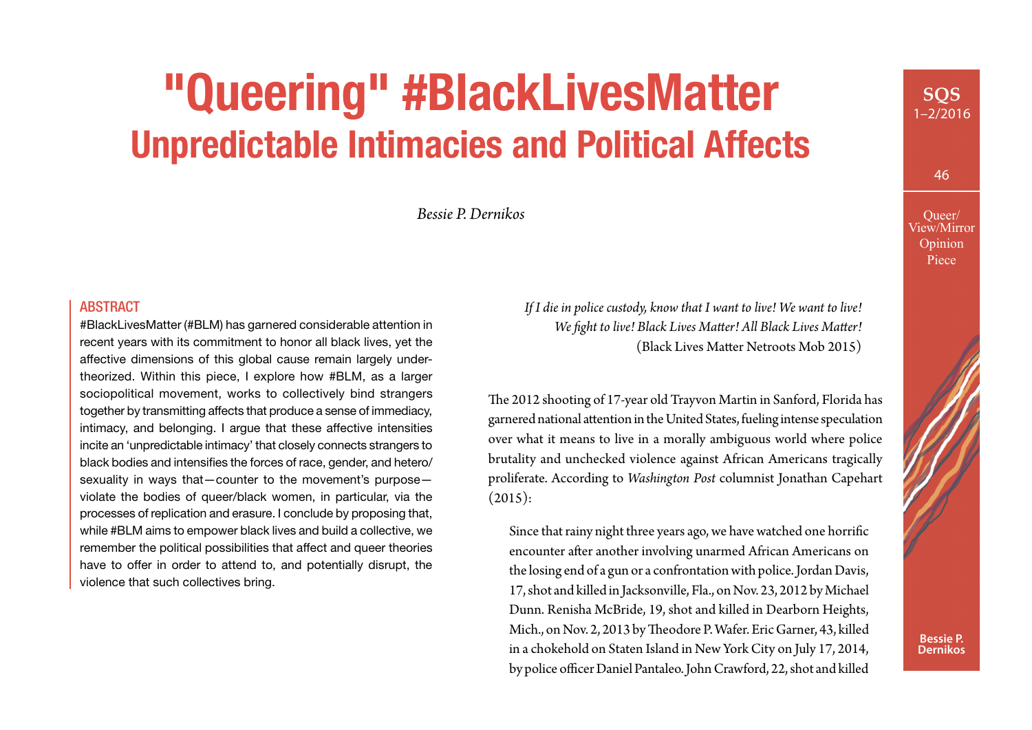# "Queering" #BlackLivesMatter
## Unpredictable Intimacies and Political Affects

*Bessie P. Dernikos*

### ABSTRACT

#BlackLivesMatter (#BLM) has garnered considerable attention in recent years with its commitment to honor all black lives, yet the affective dimensions of this global cause remain largely under-theorized. Within this piece, I explore how #BLM, as a larger sociopolitical movement, works to collectively bind strangers together by transmitting affects that produce a sense of immediacy, intimacy, and belonging. I argue that these affective intensities incite an 'unpredictable intimacy' that closely connects strangers to black bodies and intensifies the forces of race, gender, and hetero/sexuality in ways that—counter to the movement's purpose—violate the bodies of queer/black women, in particular, via the processes of replication and erasure. I conclude by proposing that, while #BLM aims to empower black lives and build a collective, we remember the political possibilities that affect and queer theories have to offer in order to attend to, and potentially disrupt, the violence that such collectives bring.

> *If I die in police custody, know that I want to live! We want to live! We fight to live! Black Lives Matter! All Black Lives Matter!*
> (Black Lives Matter Netroots Mob 2015)

The 2012 shooting of 17-year old Trayvon Martin in Sanford, Florida has garnered national attention in the United States, fueling intense speculation over what it means to live in a morally ambiguous world where police brutality and unchecked violence against African Americans tragically proliferate. According to *Washington Post* columnist Jonathan Capehart (2015):

> Since that rainy night three years ago, we have watched one horrific encounter after another involving unarmed African Americans on the losing end of a gun or a confrontation with police. Jordan Davis, 17, shot and killed in Jacksonville, Fla., on Nov. 23, 2012 by Michael Dunn. Renisha McBride, 19, shot and killed in Dearborn Heights, Mich., on Nov. 2, 2013 by Theodore P. Wafer. Eric Garner, 43, killed in a chokehold on Staten Island in New York City on July 17, 2014, by police officer Daniel Pantaleo. John Crawford, 22, shot and killed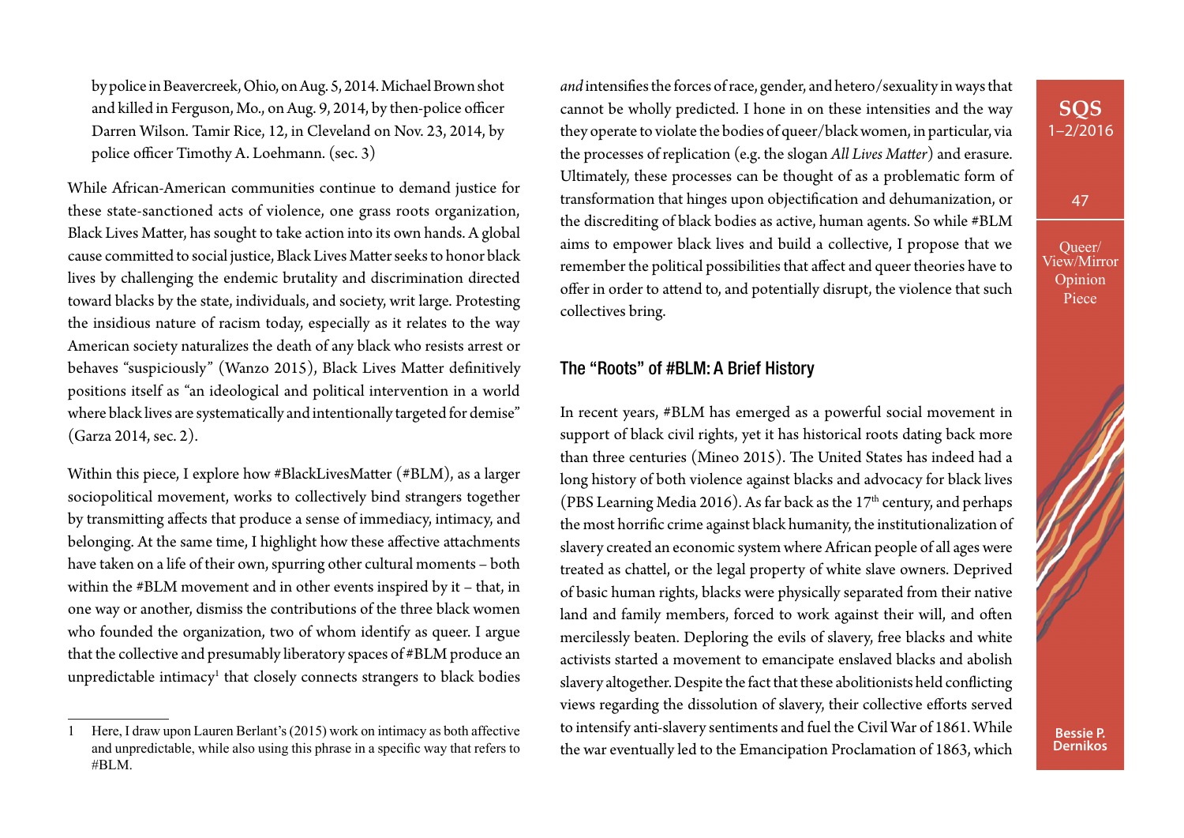> by police in Beavercreek, Ohio, on Aug. 5, 2014. Michael Brown shot and killed in Ferguson, Mo., on Aug. 9, 2014, by then-police officer Darren Wilson. Tamir Rice, 12, in Cleveland on Nov. 23, 2014, by police officer Timothy A. Loehmann. (sec. 3)

While African-American communities continue to demand justice for these state-sanctioned acts of violence, one grass roots organization, Black Lives Matter, has sought to take action into its own hands. A global cause committed to social justice, Black Lives Matter seeks to honor black lives by challenging the endemic brutality and discrimination directed toward blacks by the state, individuals, and society, writ large. Protesting the insidious nature of racism today, especially as it relates to the way American society naturalizes the death of any black who resists arrest or behaves "suspiciously" (Wanzo 2015), Black Lives Matter definitively positions itself as "an ideological and political intervention in a world where black lives are systematically and intentionally targeted for demise" (Garza 2014, sec. 2).

Within this piece, I explore how #BlackLivesMatter (#BLM), as a larger sociopolitical movement, works to collectively bind strangers together by transmitting affects that produce a sense of immediacy, intimacy, and belonging. At the same time, I highlight how these affective attachments have taken on a life of their own, spurring other cultural moments – both within the #BLM movement and in other events inspired by it – that, in one way or another, dismiss the contributions of the three black women who founded the organization, two of whom identify as queer. I argue that the collective and presumably liberatory spaces of #BLM produce an unpredictable intimacy[1] that closely connects strangers to black bodies *and* intensifies the forces of race, gender, and hetero/sexuality in ways that cannot be wholly predicted. I hone in on these intensities and the way they operate to violate the bodies of queer/black women, in particular, via the processes of replication (e.g. the slogan *All Lives Matter*) and erasure. Ultimately, these processes can be thought of as a problematic form of transformation that hinges upon objectification and dehumanization, or the discrediting of black bodies as active, human agents. So while #BLM aims to empower black lives and build a collective, I propose that we remember the political possibilities that affect and queer theories have to offer in order to attend to, and potentially disrupt, the violence that such collectives bring.

## The "Roots" of #BLM: A Brief History

In recent years, #BLM has emerged as a powerful social movement in support of black civil rights, yet it has historical roots dating back more than three centuries (Mineo 2015). The United States has indeed had a long history of both violence against blacks and advocacy for black lives (PBS Learning Media 2016). As far back as the 17th century, and perhaps the most horrific crime against black humanity, the institutionalization of slavery created an economic system where African people of all ages were treated as chattel, or the legal property of white slave owners. Deprived of basic human rights, blacks were physically separated from their native land and family members, forced to work against their will, and often mercilessly beaten. Deploring the evils of slavery, free blacks and white activists started a movement to emancipate enslaved blacks and abolish slavery altogether. Despite the fact that these abolitionists held conflicting views regarding the dissolution of slavery, their collective efforts served to intensify anti-slavery sentiments and fuel the Civil War of 1861. While the war eventually led to the Emancipation Proclamation of 1863, which

[1] Here, I draw upon Lauren Berlant's (2015) work on intimacy as both affective and unpredictable, while also using this phrase in a specific way that refers to #BLM.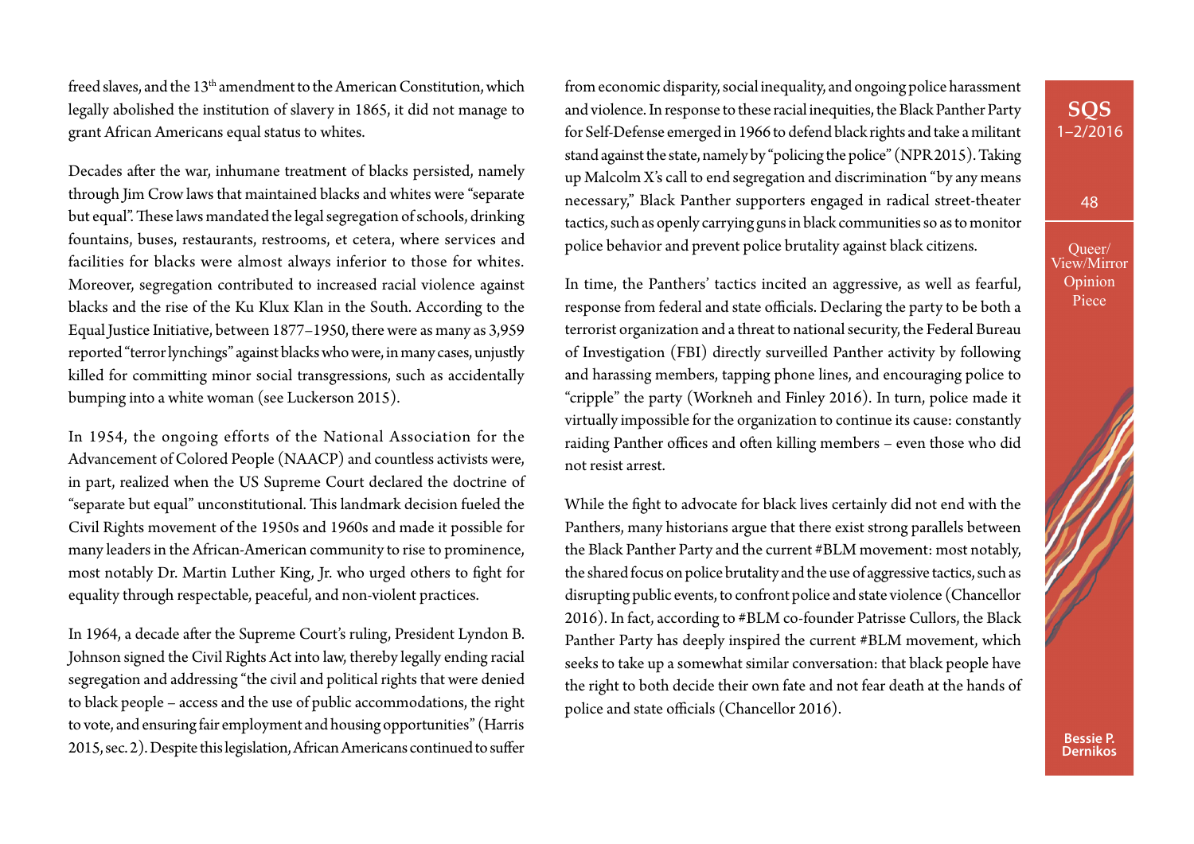freed slaves, and the 13th amendment to the American Constitution, which legally abolished the institution of slavery in 1865, it did not manage to grant African Americans equal status to whites.

Decades after the war, inhumane treatment of blacks persisted, namely through Jim Crow laws that maintained blacks and whites were "separate but equal". These laws mandated the legal segregation of schools, drinking fountains, buses, restaurants, restrooms, et cetera, where services and facilities for blacks were almost always inferior to those for whites. Moreover, segregation contributed to increased racial violence against blacks and the rise of the Ku Klux Klan in the South. According to the Equal Justice Initiative, between 1877–1950, there were as many as 3,959 reported "terror lynchings" against blacks who were, in many cases, unjustly killed for committing minor social transgressions, such as accidentally bumping into a white woman (see Luckerson 2015).

In 1954, the ongoing efforts of the National Association for the Advancement of Colored People (NAACP) and countless activists were, in part, realized when the US Supreme Court declared the doctrine of "separate but equal" unconstitutional. This landmark decision fueled the Civil Rights movement of the 1950s and 1960s and made it possible for many leaders in the African-American community to rise to prominence, most notably Dr. Martin Luther King, Jr. who urged others to fight for equality through respectable, peaceful, and non-violent practices.

In 1964, a decade after the Supreme Court's ruling, President Lyndon B. Johnson signed the Civil Rights Act into law, thereby legally ending racial segregation and addressing "the civil and political rights that were denied to black people – access and the use of public accommodations, the right to vote, and ensuring fair employment and housing opportunities" (Harris 2015, sec. 2). Despite this legislation, African Americans continued to suffer from economic disparity, social inequality, and ongoing police harassment and violence. In response to these racial inequities, the Black Panther Party for Self-Defense emerged in 1966 to defend black rights and take a militant stand against the state, namely by "policing the police" (NPR 2015). Taking up Malcolm X's call to end segregation and discrimination "by any means necessary," Black Panther supporters engaged in radical street-theater tactics, such as openly carrying guns in black communities so as to monitor police behavior and prevent police brutality against black citizens.

In time, the Panthers' tactics incited an aggressive, as well as fearful, response from federal and state officials. Declaring the party to be both a terrorist organization and a threat to national security, the Federal Bureau of Investigation (FBI) directly surveilled Panther activity by following and harassing members, tapping phone lines, and encouraging police to "cripple" the party (Workneh and Finley 2016). In turn, police made it virtually impossible for the organization to continue its cause: constantly raiding Panther offices and often killing members – even those who did not resist arrest.

While the fight to advocate for black lives certainly did not end with the Panthers, many historians argue that there exist strong parallels between the Black Panther Party and the current #BLM movement: most notably, the shared focus on police brutality and the use of aggressive tactics, such as disrupting public events, to confront police and state violence (Chancellor 2016). In fact, according to #BLM co-founder Patrisse Cullors, the Black Panther Party has deeply inspired the current #BLM movement, which seeks to take up a somewhat similar conversation: that black people have the right to both decide their own fate and not fear death at the hands of police and state officials (Chancellor 2016).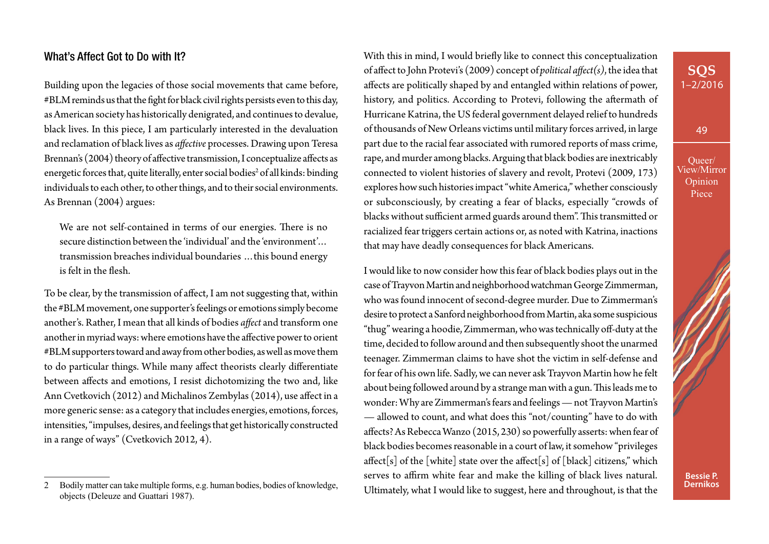## What's Affect Got to Do with It?

Building upon the legacies of those social movements that came before, #BLM reminds us that the fight for black civil rights persists even to this day, as American society has historically denigrated, and continues to devalue, black lives. In this piece, I am particularly interested in the devaluation and reclamation of black lives as *affective* processes. Drawing upon Teresa Brennan's (2004) theory of affective transmission, I conceptualize affects as energetic forces that, quite literally, enter social bodies[2] of all kinds: binding individuals to each other, to other things, and to their social environments. As Brennan (2004) argues:

> We are not self-contained in terms of our energies. There is no secure distinction between the 'individual' and the 'environment'… transmission breaches individual boundaries …this bound energy is felt in the flesh.

To be clear, by the transmission of affect, I am not suggesting that, within the #BLM movement, one supporter's feelings or emotions simply become another's. Rather, I mean that all kinds of bodies *affect* and transform one another in myriad ways: where emotions have the affective power to orient #BLM supporters toward and away from other bodies, as well as move them to do particular things. While many affect theorists clearly differentiate between affects and emotions, I resist dichotomizing the two and, like Ann Cvetkovich (2012) and Michalinos Zembylas (2014), use affect in a more generic sense: as a category that includes energies, emotions, forces, intensities, "impulses, desires, and feelings that get historically constructed in a range of ways" (Cvetkovich 2012, 4).

With this in mind, I would briefly like to connect this conceptualization of affect to John Protevi's (2009) concept of *political affect(s)*, the idea that affects are politically shaped by and entangled within relations of power, history, and politics. According to Protevi, following the aftermath of Hurricane Katrina, the US federal government delayed relief to hundreds of thousands of New Orleans victims until military forces arrived, in large part due to the racial fear associated with rumored reports of mass crime, rape, and murder among blacks. Arguing that black bodies are inextricably connected to violent histories of slavery and revolt, Protevi (2009, 173) explores how such histories impact "white America," whether consciously or subconsciously, by creating a fear of blacks, especially "crowds of blacks without sufficient armed guards around them". This transmitted or racialized fear triggers certain actions or, as noted with Katrina, inactions that may have deadly consequences for black Americans.

I would like to now consider how this fear of black bodies plays out in the case of Trayvon Martin and neighborhood watchman George Zimmerman, who was found innocent of second-degree murder. Due to Zimmerman's desire to protect a Sanford neighborhood from Martin, aka some suspicious "thug" wearing a hoodie, Zimmerman, who was technically off-duty at the time, decided to follow around and then subsequently shoot the unarmed teenager. Zimmerman claims to have shot the victim in self-defense and for fear of his own life. Sadly, we can never ask Trayvon Martin how he felt about being followed around by a strange man with a gun. This leads me to wonder: Why are Zimmerman's fears and feelings — not Trayvon Martin's — allowed to count, and what does this "not/counting" have to do with affects? As Rebecca Wanzo (2015, 230) so powerfully asserts: when fear of black bodies becomes reasonable in a court of law, it somehow "privileges affect[s] of the [white] state over the affect[s] of [black] citizens," which serves to affirm white fear and make the killing of black lives natural. Ultimately, what I would like to suggest, here and throughout, is that the

---

2 Bodily matter can take multiple forms, e.g. human bodies, bodies of knowledge, objects (Deleuze and Guattari 1987).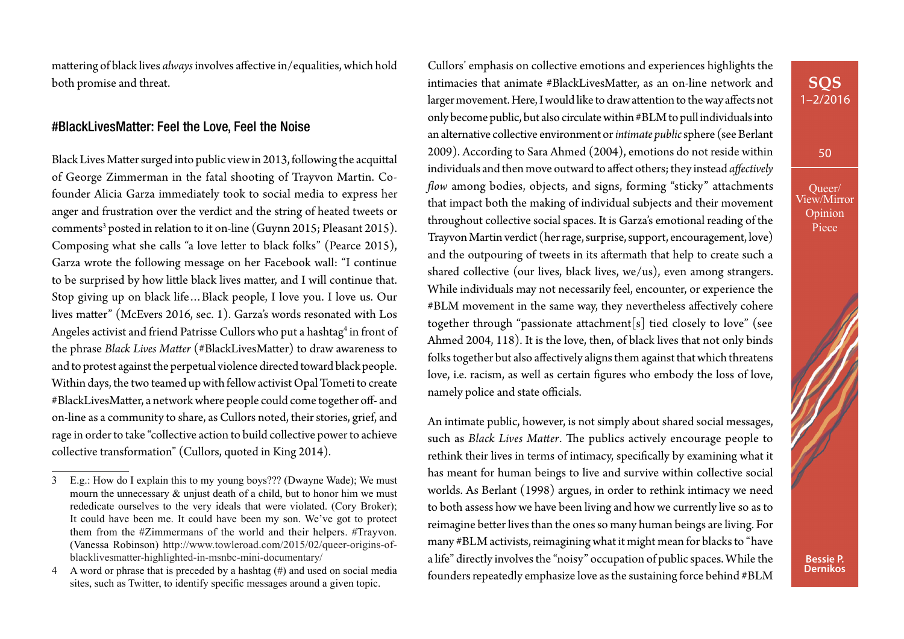mattering of black lives *always* involves affective in/equalities, which hold both promise and threat.

## #BlackLivesMatter: Feel the Love, Feel the Noise

Black Lives Matter surged into public view in 2013, following the acquittal of George Zimmerman in the fatal shooting of Trayvon Martin. Co-founder Alicia Garza immediately took to social media to express her anger and frustration over the verdict and the string of heated tweets or comments[3] posted in relation to it on-line (Guynn 2015; Pleasant 2015). Composing what she calls "a love letter to black folks" (Pearce 2015), Garza wrote the following message on her Facebook wall: "I continue to be surprised by how little black lives matter, and I will continue that. Stop giving up on black life…Black people, I love you. I love us. Our lives matter" (McEvers 2016, sec. 1). Garza's words resonated with Los Angeles activist and friend Patrisse Cullors who put a hashtag[4] in front of the phrase *Black Lives Matter* (#BlackLivesMatter) to draw awareness to and to protest against the perpetual violence directed toward black people. Within days, the two teamed up with fellow activist Opal Tometi to create #BlackLivesMatter, a network where people could come together off- and on-line as a community to share, as Cullors noted, their stories, grief, and rage in order to take "collective action to build collective power to achieve collective transformation" (Cullors, quoted in King 2014).

Cullors' emphasis on collective emotions and experiences highlights the intimacies that animate #BlackLivesMatter, as an on-line network and larger movement. Here, I would like to draw attention to the way affects not only become public, but also circulate within #BLM to pull individuals into an alternative collective environment or *intimate public* sphere (see Berlant 2009). According to Sara Ahmed (2004), emotions do not reside within individuals and then move outward to affect others; they instead *affectively flow* among bodies, objects, and signs, forming "sticky" attachments that impact both the making of individual subjects and their movement throughout collective social spaces. It is Garza's emotional reading of the Trayvon Martin verdict (her rage, surprise, support, encouragement, love) and the outpouring of tweets in its aftermath that help to create such a shared collective (our lives, black lives, we/us), even among strangers. While individuals may not necessarily feel, encounter, or experience the #BLM movement in the same way, they nevertheless affectively cohere together through "passionate attachment[s] tied closely to love" (see Ahmed 2004, 118). It is the love, then, of black lives that not only binds folks together but also affectively aligns them against that which threatens love, i.e. racism, as well as certain figures who embody the loss of love, namely police and state officials.

An intimate public, however, is not simply about shared social messages, such as *Black Lives Matter*. The publics actively encourage people to rethink their lives in terms of intimacy, specifically by examining what it has meant for human beings to live and survive within collective social worlds. As Berlant (1998) argues, in order to rethink intimacy we need to both assess how we have been living and how we currently live so as to reimagine better lives than the ones so many human beings are living. For many #BLM activists, reimagining what it might mean for blacks to "have a life" directly involves the "noisy" occupation of public spaces. While the founders repeatedly emphasize love as the sustaining force behind #BLM

---

3 E.g.: How do I explain this to my young boys??? (Dwayne Wade); We must mourn the unnecessary & unjust death of a child, but to honor him we must rededicate ourselves to the very ideals that were violated. (Cory Broker); It could have been me. It could have been my son. We've got to protect them from the #Zimmermans of the world and their helpers. #Trayvon. (Vanessa Robinson) http://www.towleroad.com/2015/02/queer-origins-of-blacklivesmatter-highlighted-in-msnbc-mini-documentary/

4 A word or phrase that is preceded by a hashtag (#) and used on social media sites, such as Twitter, to identify specific messages around a given topic.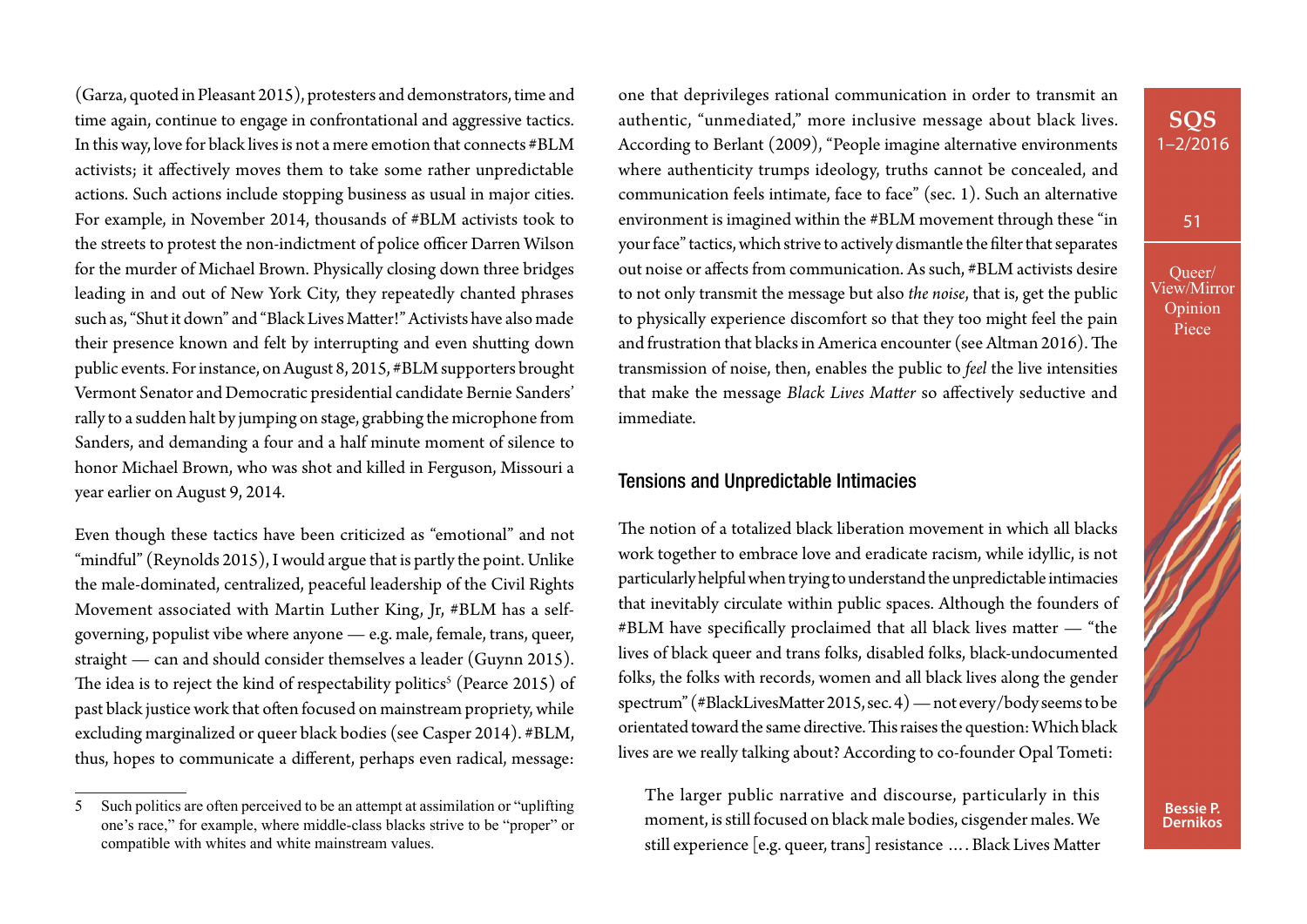(Garza, quoted in Pleasant 2015), protesters and demonstrators, time and time again, continue to engage in confrontational and aggressive tactics. In this way, love for black lives is not a mere emotion that connects #BLM activists; it affectively moves them to take some rather unpredictable actions. Such actions include stopping business as usual in major cities. For example, in November 2014, thousands of #BLM activists took to the streets to protest the non-indictment of police officer Darren Wilson for the murder of Michael Brown. Physically closing down three bridges leading in and out of New York City, they repeatedly chanted phrases such as, "Shut it down" and "Black Lives Matter!" Activists have also made their presence known and felt by interrupting and even shutting down public events. For instance, on August 8, 2015, #BLM supporters brought Vermont Senator and Democratic presidential candidate Bernie Sanders' rally to a sudden halt by jumping on stage, grabbing the microphone from Sanders, and demanding a four and a half minute moment of silence to honor Michael Brown, who was shot and killed in Ferguson, Missouri a year earlier on August 9, 2014.

Even though these tactics have been criticized as "emotional" and not "mindful" (Reynolds 2015), I would argue that is partly the point. Unlike the male-dominated, centralized, peaceful leadership of the Civil Rights Movement associated with Martin Luther King, Jr, #BLM has a self-governing, populist vibe where anyone — e.g. male, female, trans, queer, straight — can and should consider themselves a leader (Guynn 2015). The idea is to reject the kind of respectability politics[5] (Pearce 2015) of past black justice work that often focused on mainstream propriety, while excluding marginalized or queer black bodies (see Casper 2014). #BLM, thus, hopes to communicate a different, perhaps even radical, message: one that deprivileges rational communication in order to transmit an authentic, "unmediated," more inclusive message about black lives. According to Berlant (2009), "People imagine alternative environments where authenticity trumps ideology, truths cannot be concealed, and communication feels intimate, face to face" (sec. 1). Such an alternative environment is imagined within the #BLM movement through these "in your face" tactics, which strive to actively dismantle the filter that separates out noise or affects from communication. As such, #BLM activists desire to not only transmit the message but also *the noise*, that is, get the public to physically experience discomfort so that they too might feel the pain and frustration that blacks in America encounter (see Altman 2016). The transmission of noise, then, enables the public to *feel* the live intensities that make the message *Black Lives Matter* so affectively seductive and immediate.

## Tensions and Unpredictable Intimacies

The notion of a totalized black liberation movement in which all blacks work together to embrace love and eradicate racism, while idyllic, is not particularly helpful when trying to understand the unpredictable intimacies that inevitably circulate within public spaces. Although the founders of #BLM have specifically proclaimed that all black lives matter — "the lives of black queer and trans folks, disabled folks, black-undocumented folks, the folks with records, women and all black lives along the gender spectrum" (#BlackLivesMatter 2015, sec. 4) — not every/body seems to be orientated toward the same directive. This raises the question: Which black lives are we really talking about? According to co-founder Opal Tometi:

> The larger public narrative and discourse, particularly in this moment, is still focused on black male bodies, cisgender males. We still experience [e.g. queer, trans] resistance .... Black Lives Matter

---

5 Such politics are often perceived to be an attempt at assimilation or "uplifting one's race," for example, where middle-class blacks strive to be "proper" or compatible with whites and white mainstream values.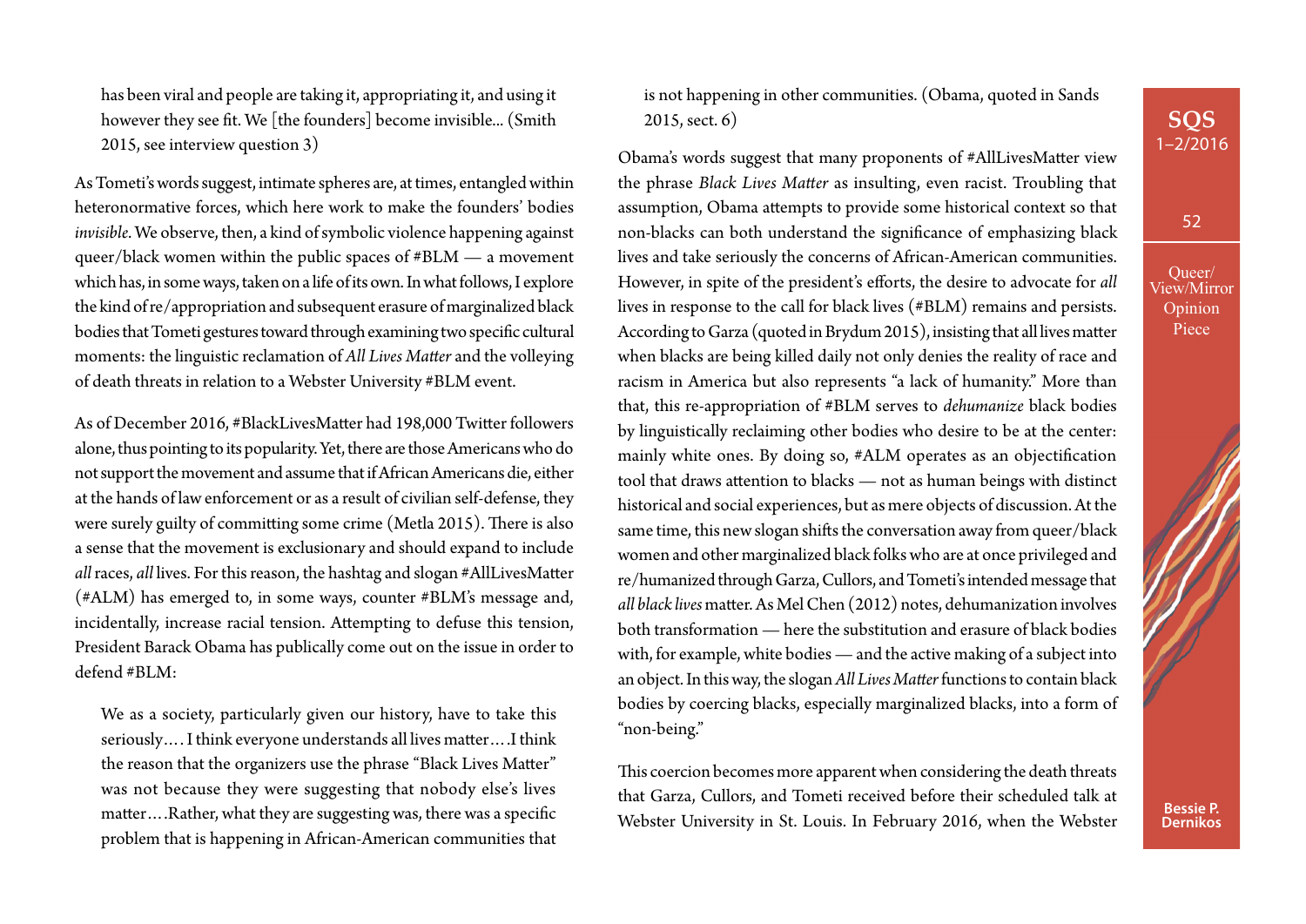> has been viral and people are taking it, appropriating it, and using it however they see fit. We [the founders] become invisible... (Smith 2015, see interview question 3)

As Tometi's words suggest, intimate spheres are, at times, entangled within heteronormative forces, which here work to make the founders' bodies *invisible*. We observe, then, a kind of symbolic violence happening against queer/black women within the public spaces of #BLM — a movement which has, in some ways, taken on a life of its own. In what follows, I explore the kind of re/appropriation and subsequent erasure of marginalized black bodies that Tometi gestures toward through examining two specific cultural moments: the linguistic reclamation of *All Lives Matter* and the volleying of death threats in relation to a Webster University #BLM event.

As of December 2016, #BlackLivesMatter had 198,000 Twitter followers alone, thus pointing to its popularity. Yet, there are those Americans who do not support the movement and assume that if African Americans die, either at the hands of law enforcement or as a result of civilian self-defense, they were surely guilty of committing some crime (Metla 2015). There is also a sense that the movement is exclusionary and should expand to include *all* races, *all* lives. For this reason, the hashtag and slogan #AllLivesMatter (#ALM) has emerged to, in some ways, counter #BLM's message and, incidentally, increase racial tension. Attempting to defuse this tension, President Barack Obama has publically come out on the issue in order to defend #BLM:

> We as a society, particularly given our history, have to take this seriously.... I think everyone understands all lives matter.... I think the reason that the organizers use the phrase "Black Lives Matter" was not because they were suggesting that nobody else's lives matter.... Rather, what they are suggesting was, there was a specific problem that is happening in African-American communities that is not happening in other communities. (Obama, quoted in Sands 2015, sect. 6)

Obama's words suggest that many proponents of #AllLivesMatter view the phrase *Black Lives Matter* as insulting, even racist. Troubling that assumption, Obama attempts to provide some historical context so that non-blacks can both understand the significance of emphasizing black lives and take seriously the concerns of African-American communities. However, in spite of the president's efforts, the desire to advocate for *all* lives in response to the call for black lives (#BLM) remains and persists. According to Garza (quoted in Brydum 2015), insisting that all lives matter when blacks are being killed daily not only denies the reality of race and racism in America but also represents "a lack of humanity." More than that, this re-appropriation of #BLM serves to *dehumanize* black bodies by linguistically reclaiming other bodies who desire to be at the center: mainly white ones. By doing so, #ALM operates as an objectification tool that draws attention to blacks — not as human beings with distinct historical and social experiences, but as mere objects of discussion. At the same time, this new slogan shifts the conversation away from queer/black women and other marginalized black folks who are at once privileged and re/humanized through Garza, Cullors, and Tometi's intended message that *all black lives* matter. As Mel Chen (2012) notes, dehumanization involves both transformation — here the substitution and erasure of black bodies with, for example, white bodies — and the active making of a subject into an object. In this way, the slogan *All Lives Matter* functions to contain black bodies by coercing blacks, especially marginalized blacks, into a form of "non-being."

This coercion becomes more apparent when considering the death threats that Garza, Cullors, and Tometi received before their scheduled talk at Webster University in St. Louis. In February 2016, when the Webster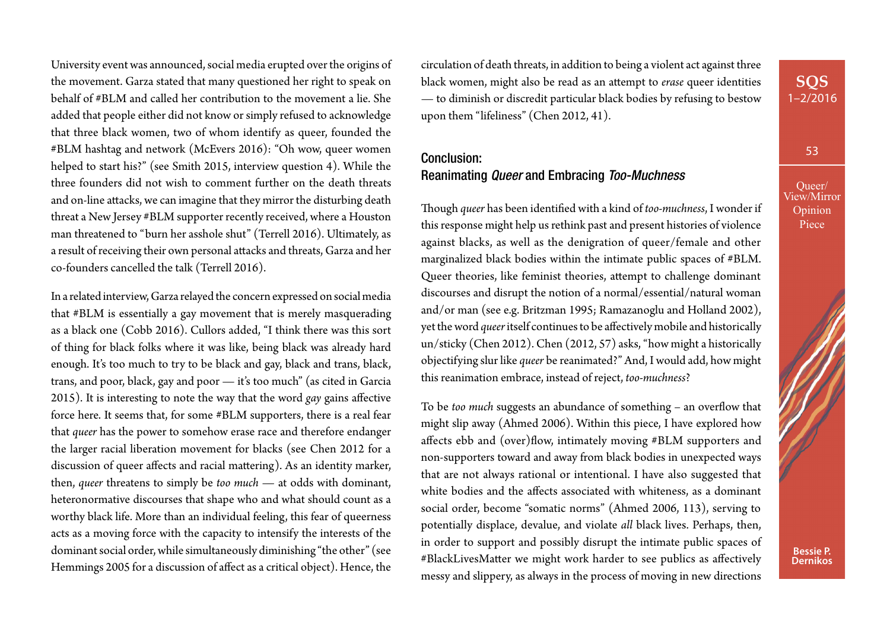University event was announced, social media erupted over the origins of the movement. Garza stated that many questioned her right to speak on behalf of #BLM and called her contribution to the movement a lie. She added that people either did not know or simply refused to acknowledge that three black women, two of whom identify as queer, founded the #BLM hashtag and network (McEvers 2016): "Oh wow, queer women helped to start his?" (see Smith 2015, interview question 4). While the three founders did not wish to comment further on the death threats and on-line attacks, we can imagine that they mirror the disturbing death threat a New Jersey #BLM supporter recently received, where a Houston man threatened to "burn her asshole shut" (Terrell 2016). Ultimately, as a result of receiving their own personal attacks and threats, Garza and her co-founders cancelled the talk (Terrell 2016).

In a related interview, Garza relayed the concern expressed on social media that #BLM is essentially a gay movement that is merely masquerading as a black one (Cobb 2016). Cullors added, "I think there was this sort of thing for black folks where it was like, being black was already hard enough. It's too much to try to be black and gay, black and trans, black, trans, and poor, black, gay and poor — it's too much" (as cited in Garcia 2015). It is interesting to note the way that the word *gay* gains affective force here. It seems that, for some #BLM supporters, there is a real fear that *queer* has the power to somehow erase race and therefore endanger the larger racial liberation movement for blacks (see Chen 2012 for a discussion of queer affects and racial mattering). As an identity marker, then, *queer* threatens to simply be *too much* — at odds with dominant, heteronormative discourses that shape who and what should count as a worthy black life. More than an individual feeling, this fear of queerness acts as a moving force with the capacity to intensify the interests of the dominant social order, while simultaneously diminishing "the other" (see Hemmings 2005 for a discussion of affect as a critical object). Hence, the circulation of death threats, in addition to being a violent act against three black women, might also be read as an attempt to *erase* queer identities — to diminish or discredit particular black bodies by refusing to bestow upon them "lifeliness" (Chen 2012, 41).

## Conclusion: Reanimating *Queer* and Embracing *Too-Muchness*

Though *queer* has been identified with a kind of *too-muchness*, I wonder if this response might help us rethink past and present histories of violence against blacks, as well as the denigration of queer/female and other marginalized black bodies within the intimate public spaces of #BLM. Queer theories, like feminist theories, attempt to challenge dominant discourses and disrupt the notion of a normal/essential/natural woman and/or man (see e.g. Britzman 1995; Ramazanoglu and Holland 2002), yet the word *queer* itself continues to be affectively mobile and historically un/sticky (Chen 2012). Chen (2012, 57) asks, "how might a historically objectifying slur like *queer* be reanimated?" And, I would add, how might this reanimation embrace, instead of reject, *too-muchness*?

To be *too much* suggests an abundance of something – an overflow that might slip away (Ahmed 2006). Within this piece, I have explored how affects ebb and (over)flow, intimately moving #BLM supporters and non-supporters toward and away from black bodies in unexpected ways that are not always rational or intentional. I have also suggested that white bodies and the affects associated with whiteness, as a dominant social order, become "somatic norms" (Ahmed 2006, 113), serving to potentially displace, devalue, and violate *all* black lives. Perhaps, then, in order to support and possibly disrupt the intimate public spaces of #BlackLivesMatter we might work harder to see publics as affectively messy and slippery, as always in the process of moving in new directions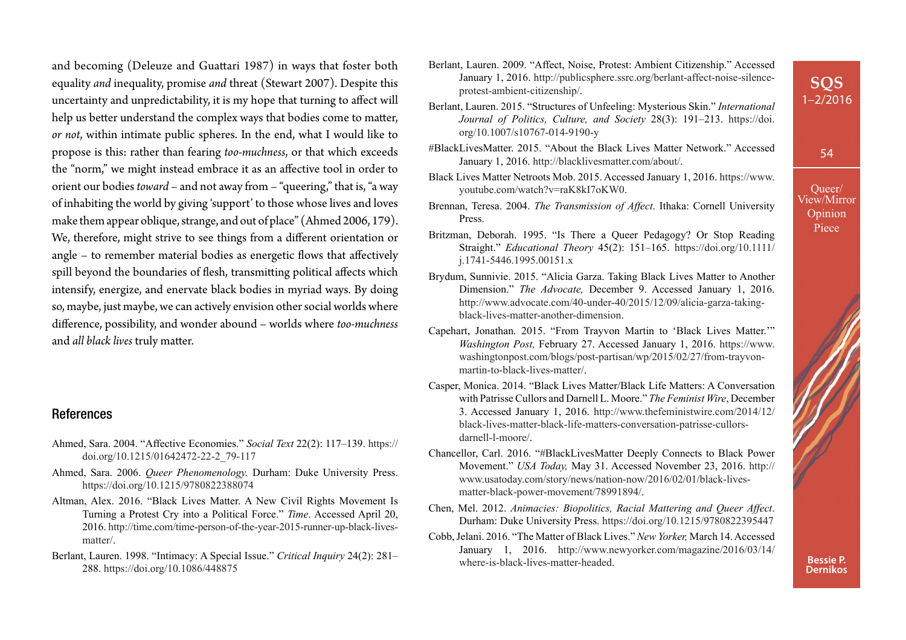and becoming (Deleuze and Guattari 1987) in ways that foster both equality *and* inequality, promise *and* threat (Stewart 2007). Despite this uncertainty and unpredictability, it is my hope that turning to affect will help us better understand the complex ways that bodies come to matter, *or not*, within intimate public spheres. In the end, what I would like to propose is this: rather than fearing *too-muchness*, or that which exceeds the "norm," we might instead embrace it as an affective tool in order to orient our bodies *toward* – and not away from – "queering," that is, "a way of inhabiting the world by giving 'support' to those whose lives and loves make them appear oblique, strange, and out of place" (Ahmed 2006, 179). We, therefore, might strive to see things from a different orientation or angle – to remember material bodies as energetic flows that affectively spill beyond the boundaries of flesh, transmitting political affects which intensify, energize, and enervate black bodies in myriad ways. By doing so, maybe, just maybe, we can actively envision other social worlds where difference, possibility, and wonder abound – worlds where *too-muchness* and *all black lives* truly matter.

## References

Ahmed, Sara. 2004. "Affective Economies." *Social Text* 22(2): 117–139. https://doi.org/10.1215/01642472-22-2_79-117

Ahmed, Sara. 2006. *Queer Phenomenology.* Durham: Duke University Press. https://doi.org/10.1215/9780822388074

Altman, Alex. 2016. "Black Lives Matter. A New Civil Rights Movement Is Turning a Protest Cry into a Political Force." *Time*. Accessed April 20, 2016. http://time.com/time-person-of-the-year-2015-runner-up-black-lives-matter/.

Berlant, Lauren. 1998. "Intimacy: A Special Issue." *Critical Inquiry* 24(2): 281–288. https://doi.org/10.1086/448875

Berlant, Lauren. 2009. "Affect, Noise, Protest: Ambient Citizenship." Accessed January 1, 2016. http://publicsphere.ssrc.org/berlant-affect-noise-silence-protest-ambient-citizenship/.

Berlant, Lauren. 2015. "Structures of Unfeeling: Mysterious Skin." *International Journal of Politics, Culture, and Society* 28(3): 191–213. https://doi.org/10.1007/s10767-014-9190-y

#BlackLivesMatter. 2015. "About the Black Lives Matter Network." Accessed January 1, 2016. http://blacklivesmatter.com/about/.

Black Lives Matter Netroots Mob. 2015. Accessed January 1, 2016. https://www.youtube.com/watch?v=raK8kI7oKW0.

Brennan, Teresa. 2004. *The Transmission of Affect*. Ithaka: Cornell University Press.

Britzman, Deborah. 1995. "Is There a Queer Pedagogy? Or Stop Reading Straight." *Educational Theory* 45(2): 151–165. https://doi.org/10.1111/j.1741-5446.1995.00151.x

Brydum, Sunnivie. 2015. "Alicia Garza. Taking Black Lives Matter to Another Dimension." *The Advocate,* December 9. Accessed January 1, 2016. http://www.advocate.com/40-under-40/2015/12/09/alicia-garza-taking-black-lives-matter-another-dimension.

Capehart, Jonathan. 2015. "From Trayvon Martin to 'Black Lives Matter.'" *Washington Post,* February 27. Accessed January 1, 2016. https://www.washingtonpost.com/blogs/post-partisan/wp/2015/02/27/from-trayvon-martin-to-black-lives-matter/.

Casper, Monica. 2014. "Black Lives Matter/Black Life Matters: A Conversation with Patrisse Cullors and Darnell L. Moore." *The Feminist Wire*, December 3. Accessed January 1, 2016. http://www.thefeministwire.com/2014/12/black-lives-matter-black-life-matters-conversation-patrisse-cullors-darnell-l-moore/.

Chancellor, Carl. 2016. "#BlackLivesMatter Deeply Connects to Black Power Movement." *USA Today,* May 31. Accessed November 23, 2016. http://www.usatoday.com/story/news/nation-now/2016/02/01/black-lives-matter-black-power-movement/78991894/.

Chen, Mel. 2012. *Animacies: Biopolitics, Racial Mattering and Queer Affect*. Durham: Duke University Press. https://doi.org/10.1215/9780822395447

Cobb, Jelani. 2016. "The Matter of Black Lives." *New Yorker,* March 14. Accessed January 1, 2016. http://www.newyorker.com/magazine/2016/03/14/where-is-black-lives-matter-headed.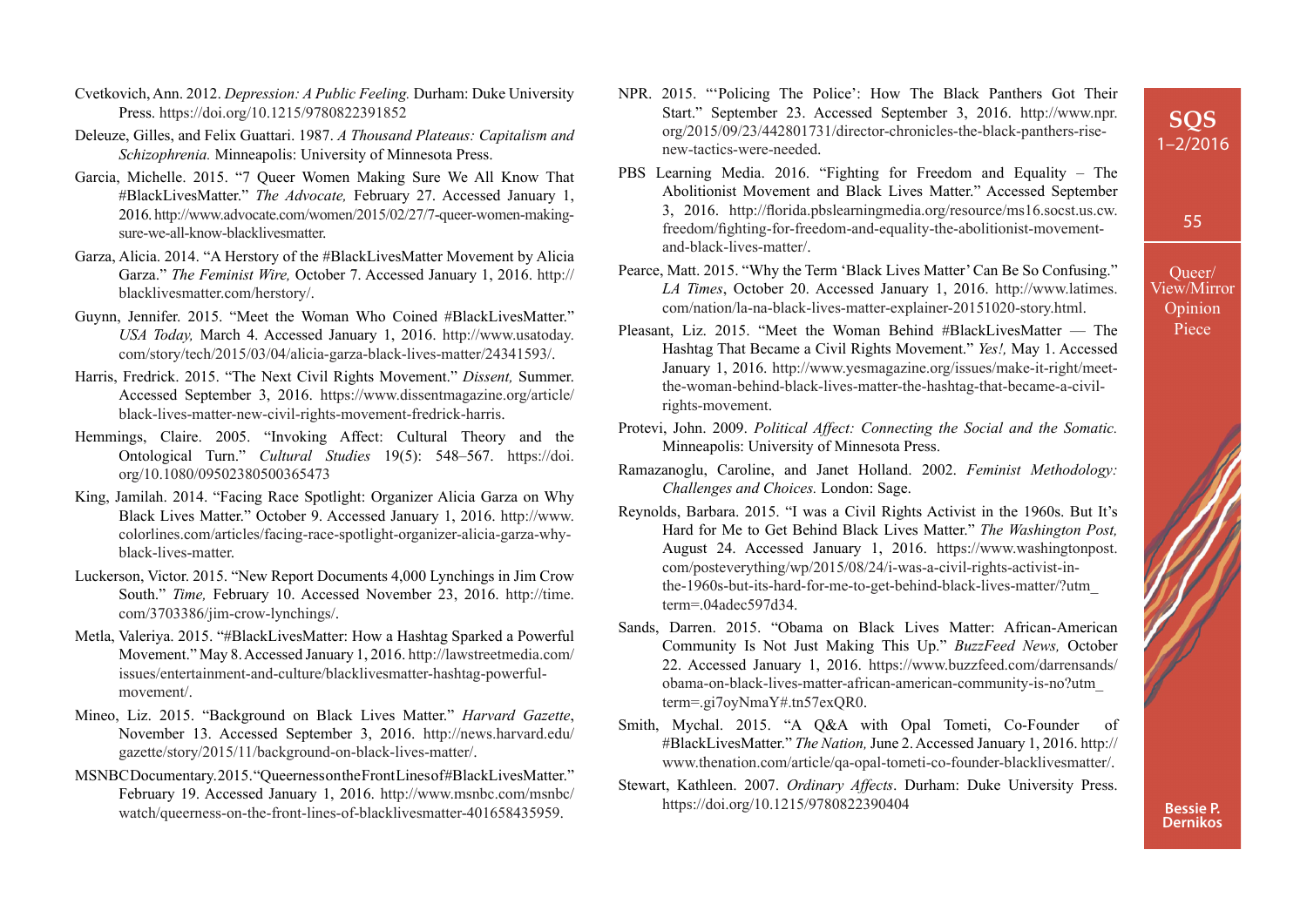Cvetkovich, Ann. 2012. *Depression: A Public Feeling.* Durham: Duke University Press. https://doi.org/10.1215/9780822391852

Deleuze, Gilles, and Felix Guattari. 1987. *A Thousand Plateaus: Capitalism and Schizophrenia.* Minneapolis: University of Minnesota Press.

Garcia, Michelle. 2015. "7 Queer Women Making Sure We All Know That #BlackLivesMatter." *The Advocate,* February 27. Accessed January 1, 2016. http://www.advocate.com/women/2015/02/27/7-queer-women-making-sure-we-all-know-blacklivesmatter.

Garza, Alicia. 2014. "A Herstory of the #BlackLivesMatter Movement by Alicia Garza." *The Feminist Wire,* October 7. Accessed January 1, 2016. http://blacklivesmatter.com/herstory/.

Guynn, Jennifer. 2015. "Meet the Woman Who Coined #BlackLivesMatter." *USA Today,* March 4. Accessed January 1, 2016. http://www.usatoday.com/story/tech/2015/03/04/alicia-garza-black-lives-matter/24341593/.

Harris, Fredrick. 2015. "The Next Civil Rights Movement." *Dissent,* Summer. Accessed September 3, 2016. https://www.dissentmagazine.org/article/black-lives-matter-new-civil-rights-movement-fredrick-harris.

Hemmings, Claire. 2005. "Invoking Affect: Cultural Theory and the Ontological Turn." *Cultural Studies* 19(5): 548–567. https://doi.org/10.1080/09502380500365473

King, Jamilah. 2014. "Facing Race Spotlight: Organizer Alicia Garza on Why Black Lives Matter." October 9. Accessed January 1, 2016. http://www.colorlines.com/articles/facing-race-spotlight-organizer-alicia-garza-why-black-lives-matter.

Luckerson, Victor. 2015. "New Report Documents 4,000 Lynchings in Jim Crow South." *Time,* February 10. Accessed November 23, 2016. http://time.com/3703386/jim-crow-lynchings/.

Metla, Valeriya. 2015. "#BlackLivesMatter: How a Hashtag Sparked a Powerful Movement." May 8. Accessed January 1, 2016. http://lawstreetmedia.com/issues/entertainment-and-culture/blacklivesmatter-hashtag-powerful-movement/.

Mineo, Liz. 2015. "Background on Black Lives Matter." *Harvard Gazette*, November 13. Accessed September 3, 2016. http://news.harvard.edu/gazette/story/2015/11/background-on-black-lives-matter/.

MSNBC Documentary. 2015. "Queerness on the Front Lines of #BlackLivesMatter." February 19. Accessed January 1, 2016. http://www.msnbc.com/msnbc/watch/queerness-on-the-front-lines-of-blacklivesmatter-401658435959.

NPR. 2015. "'Policing The Police': How The Black Panthers Got Their Start." September 23. Accessed September 3, 2016. http://www.npr.org/2015/09/23/442801731/director-chronicles-the-black-panthers-rise-new-tactics-were-needed.

PBS Learning Media. 2016. "Fighting for Freedom and Equality – The Abolitionist Movement and Black Lives Matter." Accessed September 3, 2016. http://florida.pbslearningmedia.org/resource/ms16.socst.us.cw.freedom/fighting-for-freedom-and-equality-the-abolitionist-movement-and-black-lives-matter/.

Pearce, Matt. 2015. "Why the Term 'Black Lives Matter' Can Be So Confusing." *LA Times*, October 20. Accessed January 1, 2016. http://www.latimes.com/nation/la-na-black-lives-matter-explainer-20151020-story.html.

Pleasant, Liz. 2015. "Meet the Woman Behind #BlackLivesMatter — The Hashtag That Became a Civil Rights Movement." *Yes!,* May 1. Accessed January 1, 2016. http://www.yesmagazine.org/issues/make-it-right/meet-the-woman-behind-black-lives-matter-the-hashtag-that-became-a-civil-rights-movement.

Protevi, John. 2009. *Political Affect: Connecting the Social and the Somatic.* Minneapolis: University of Minnesota Press.

Ramazanoglu, Caroline, and Janet Holland. 2002. *Feminist Methodology: Challenges and Choices.* London: Sage.

Reynolds, Barbara. 2015. "I was a Civil Rights Activist in the 1960s. But It's Hard for Me to Get Behind Black Lives Matter." *The Washington Post,* August 24. Accessed January 1, 2016. https://www.washingtonpost.com/posteverything/wp/2015/08/24/i-was-a-civil-rights-activist-in-the-1960s-but-its-hard-for-me-to-get-behind-black-lives-matter/?utm_term=.04adec597d34.

Sands, Darren. 2015. "Obama on Black Lives Matter: African-American Community Is Not Just Making This Up." *BuzzFeed News,* October 22. Accessed January 1, 2016. https://www.buzzfeed.com/darrensands/obama-on-black-lives-matter-african-american-community-is-no?utm_term=.gi7oyNmaY#.tn57exQR0.

Smith, Mychal. 2015. "A Q&A with Opal Tometi, Co-Founder of #BlackLivesMatter." *The Nation,* June 2. Accessed January 1, 2016. http://www.thenation.com/article/qa-opal-tometi-co-founder-blacklivesmatter/.

Stewart, Kathleen. 2007. *Ordinary Affects*. Durham: Duke University Press. https://doi.org/10.1215/9780822390404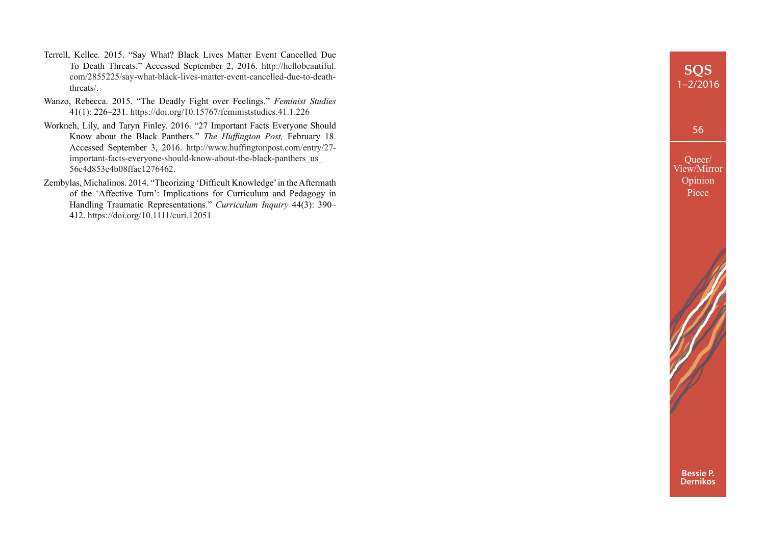Terrell, Kellee. 2015. "Say What? Black Lives Matter Event Cancelled Due To Death Threats." Accessed September 2, 2016. http://hellobeautiful.com/2855225/say-what-black-lives-matter-event-cancelled-due-to-death-threats/.

Wanzo, Rebecca. 2015. "The Deadly Fight over Feelings." *Feminist Studies* 41(1): 226–231. https://doi.org/10.15767/feministstudies.41.1.226

Workneh, Lily, and Taryn Finley. 2016. "27 Important Facts Everyone Should Know about the Black Panthers." *The Huffington Post,* February 18. Accessed September 3, 2016. http://www.huffingtonpost.com/entry/27-important-facts-everyone-should-know-about-the-black-panthers_us_56c4d853e4b08ffac1276462.

Zembylas, Michalinos. 2014. "Theorizing 'Difficult Knowledge' in the Aftermath of the 'Affective Turn': Implications for Curriculum and Pedagogy in Handling Traumatic Representations." *Curriculum Inquiry* 44(3): 390–412. https://doi.org/10.1111/curi.12051